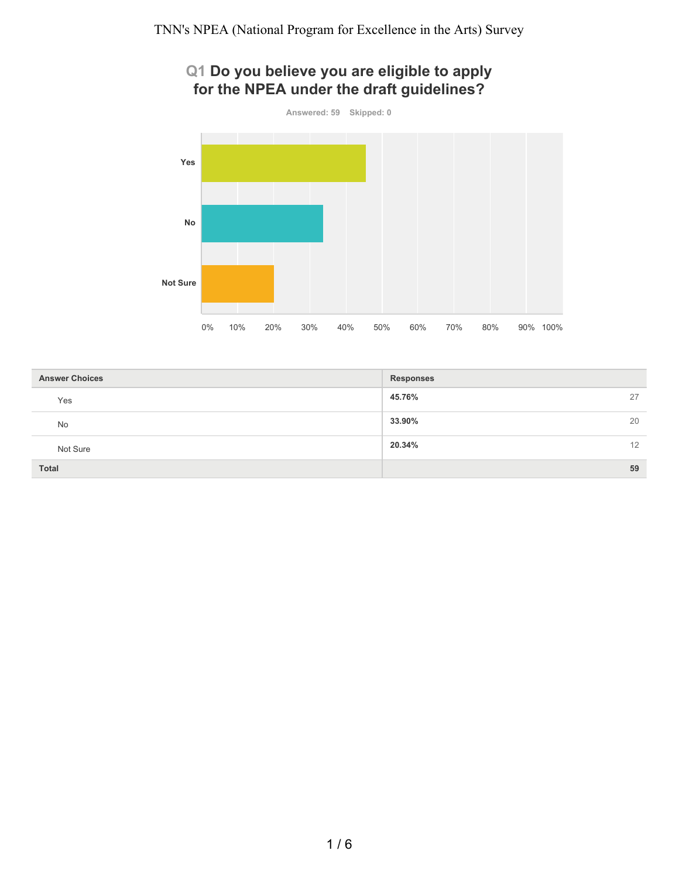# TNN's NPEA (National Program for Excellence in the Arts) Survey

## Q1 Do you believe you are eligible to apply for the NPEA under the draft guidelines?

Answered: 59 Skipped: 0

| Answer Choices | Responses | |
|---|---|---|
| Yes | **45.76%** | 27 |
| No | **33.90%** | 20 |
| Not Sure | **20.34%** | 12 |
| **Total** | | **59** |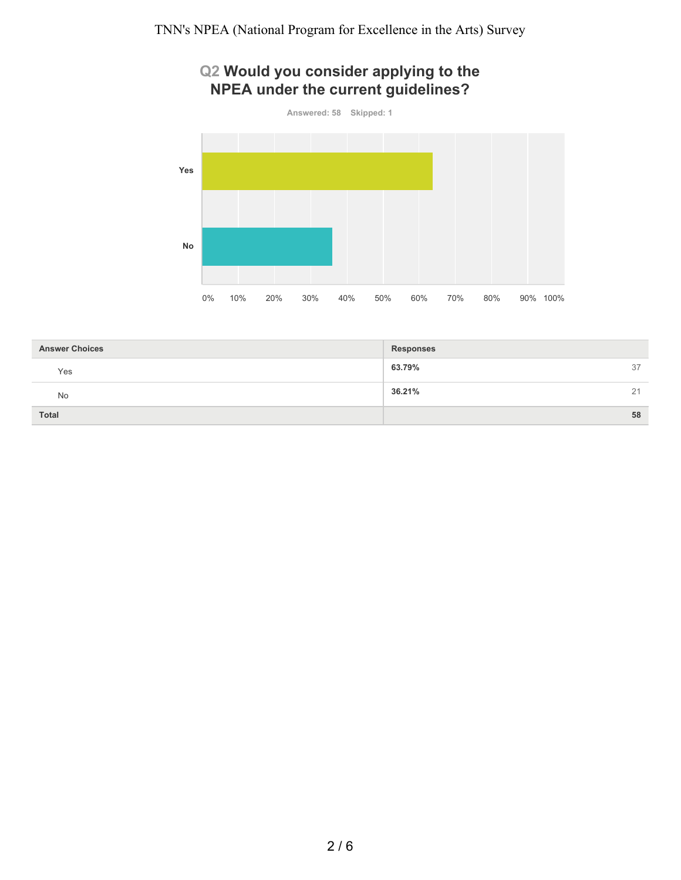## Q2 Would you consider applying to the NPEA under the current guidelines?

Answered: 58 Skipped: 1

| Answer Choices | Responses | |
|---|---|---|
| Yes | 63.79% | 37 |
| No | 36.21% | 21 |
| Total | | 58 |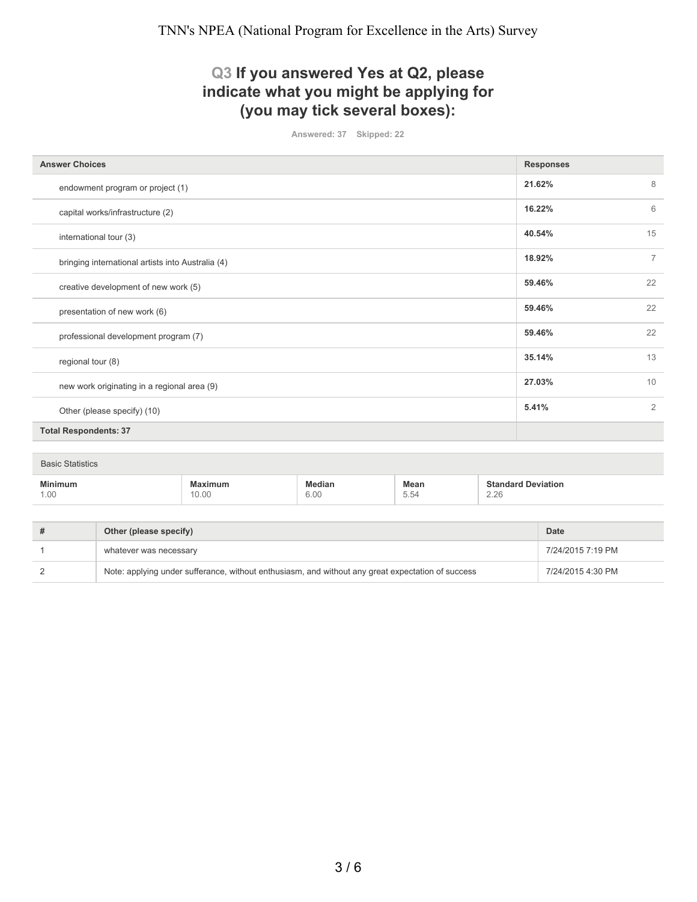## Q3 If you answered Yes at Q2, please indicate what you might be applying for (you may tick several boxes):

Answered: 37 Skipped: 22

| Answer Choices | Responses | |
|---|---|---|
| endowment program or project (1) | **21.62%** | 8 |
| capital works/infrastructure (2) | **16.22%** | 6 |
| international tour (3) | **40.54%** | 15 |
| bringing international artists into Australia (4) | **18.92%** | 7 |
| creative development of new work (5) | **59.46%** | 22 |
| presentation of new work (6) | **59.46%** | 22 |
| professional development program (7) | **59.46%** | 22 |
| regional tour (8) | **35.14%** | 13 |
| new work originating in a regional area (9) | **27.03%** | 10 |
| Other (please specify) (10) | **5.41%** | 2 |
| **Total Respondents: 37** | | |

Basic Statistics

| Minimum | Maximum | Median | Mean | Standard Deviation |
|---|---|---|---|---|
| 1.00 | 10.00 | 6.00 | 5.54 | 2.26 |

| # | Other (please specify) | Date |
|---|---|---|
| 1 | whatever was necessary | 7/24/2015 7:19 PM |
| 2 | Note: applying under sufferance, without enthusiasm, and without any great expectation of success | 7/24/2015 4:30 PM |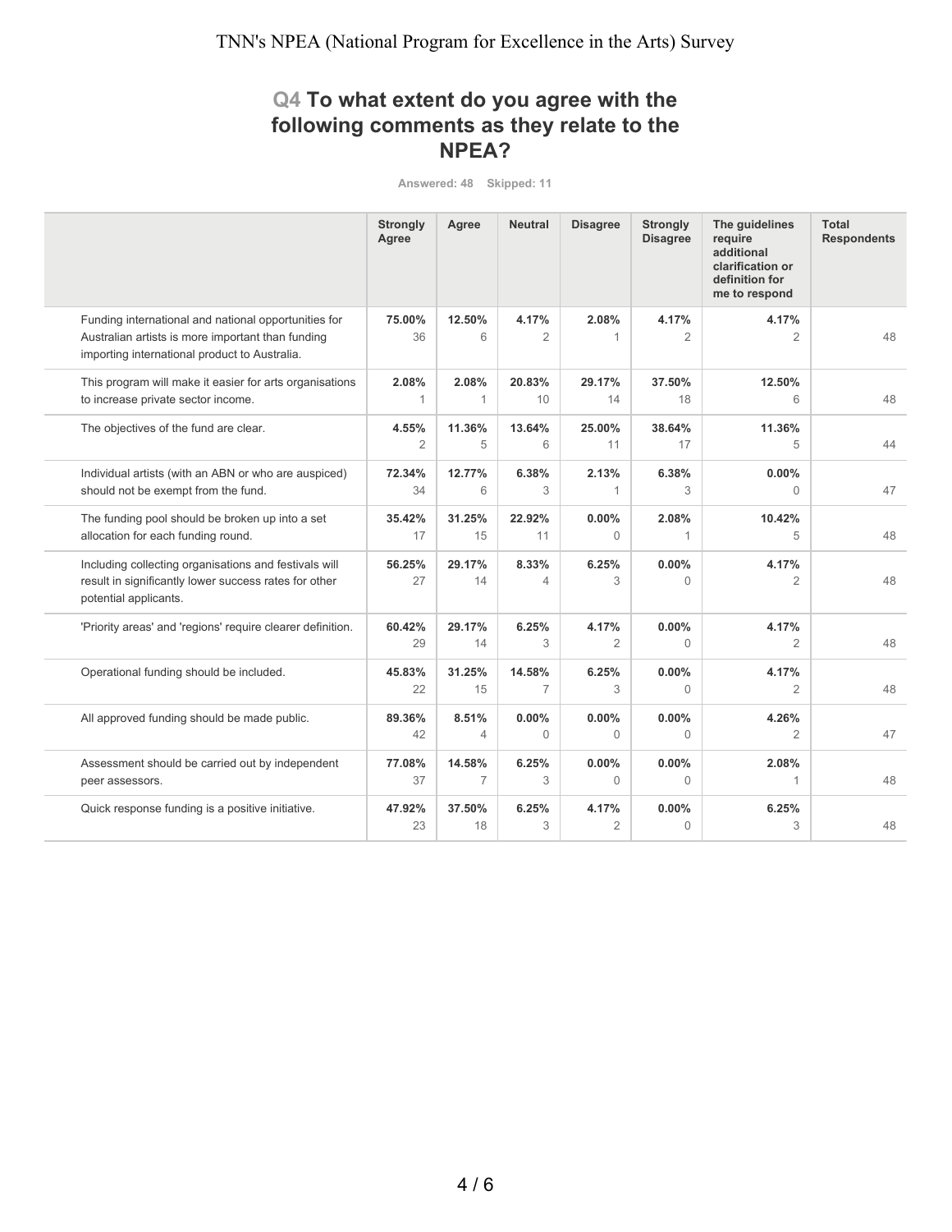## Q4 To what extent do you agree with the following comments as they relate to the NPEA?

Answered: 48 Skipped: 11

| | Strongly Agree | Agree | Neutral | Disagree | Strongly Disagree | The guidelines require additional clarification or definition for me to respond | Total Respondents |
|---|---|---|---|---|---|---|---|
| Funding international and national opportunities for Australian artists is more important than funding importing international product to Australia. | 75.00% 36 | 12.50% 6 | 4.17% 2 | 2.08% 1 | 4.17% 2 | 4.17% 2 | 48 |
| This program will make it easier for arts organisations to increase private sector income. | 2.08% 1 | 2.08% 1 | 20.83% 10 | 29.17% 14 | 37.50% 18 | 12.50% 6 | 48 |
| The objectives of the fund are clear. | 4.55% 2 | 11.36% 5 | 13.64% 6 | 25.00% 11 | 38.64% 17 | 11.36% 5 | 44 |
| Individual artists (with an ABN or who are auspiced) should not be exempt from the fund. | 72.34% 34 | 12.77% 6 | 6.38% 3 | 2.13% 1 | 6.38% 3 | 0.00% 0 | 47 |
| The funding pool should be broken up into a set allocation for each funding round. | 35.42% 17 | 31.25% 15 | 22.92% 11 | 0.00% 0 | 2.08% 1 | 10.42% 5 | 48 |
| Including collecting organisations and festivals will result in significantly lower success rates for other potential applicants. | 56.25% 27 | 29.17% 14 | 8.33% 4 | 6.25% 3 | 0.00% 0 | 4.17% 2 | 48 |
| 'Priority areas' and 'regions' require clearer definition. | 60.42% 29 | 29.17% 14 | 6.25% 3 | 4.17% 2 | 0.00% 0 | 4.17% 2 | 48 |
| Operational funding should be included. | 45.83% 22 | 31.25% 15 | 14.58% 7 | 6.25% 3 | 0.00% 0 | 4.17% 2 | 48 |
| All approved funding should be made public. | 89.36% 42 | 8.51% 4 | 0.00% 0 | 0.00% 0 | 0.00% 0 | 4.26% 2 | 47 |
| Assessment should be carried out by independent peer assessors. | 77.08% 37 | 14.58% 7 | 6.25% 3 | 0.00% 0 | 0.00% 0 | 2.08% 1 | 48 |
| Quick response funding is a positive initiative. | 47.92% 23 | 37.50% 18 | 6.25% 3 | 4.17% 2 | 0.00% 0 | 6.25% 3 | 48 |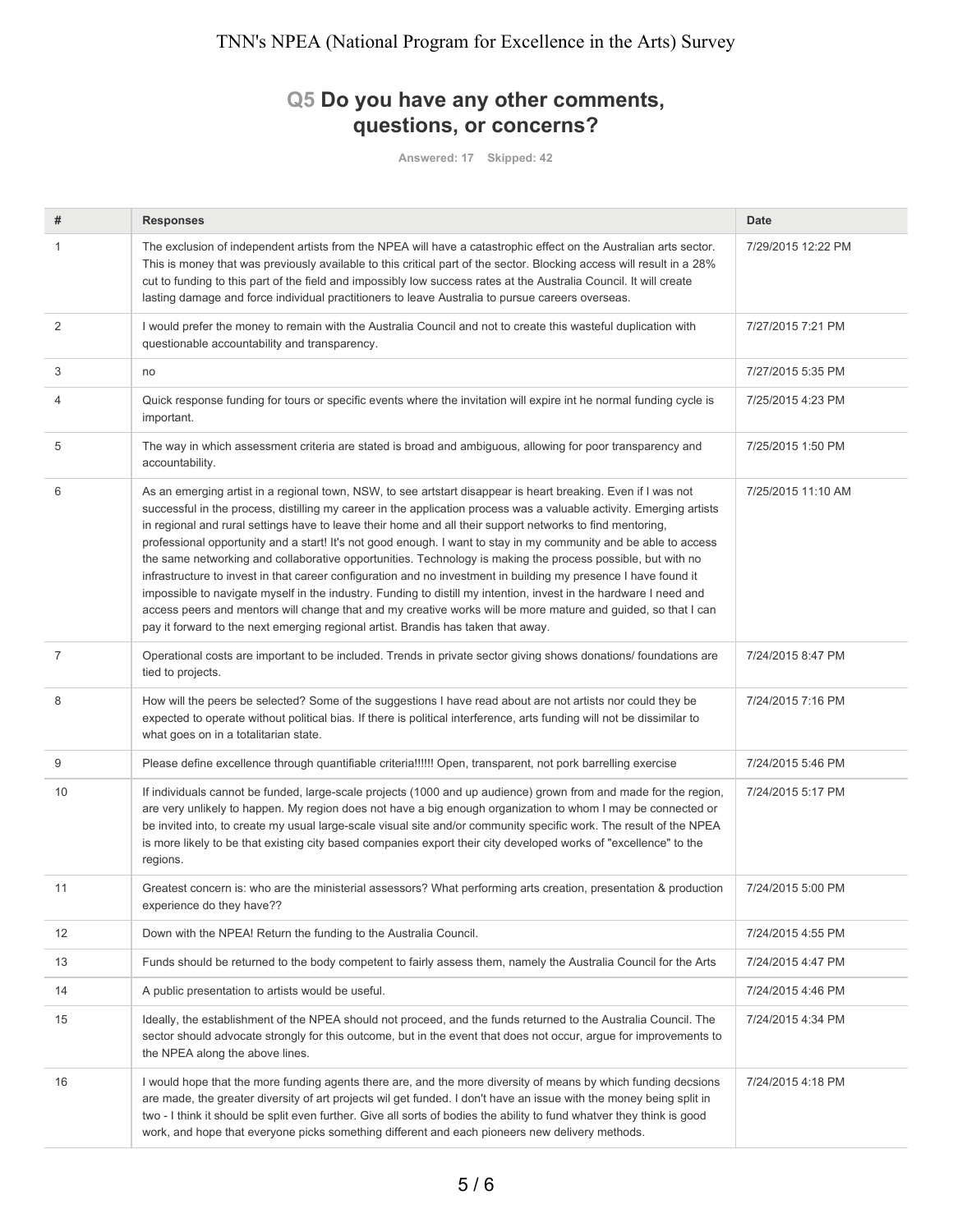## Q5 Do you have any other comments, questions, or concerns?

Answered: 17 Skipped: 42

| # | Responses | Date |
|---|---|---|
| 1 | The exclusion of independent artists from the NPEA will have a catastrophic effect on the Australian arts sector. This is money that was previously available to this critical part of the sector. Blocking access will result in a 28% cut to funding to this part of the field and impossibly low success rates at the Australia Council. It will create lasting damage and force individual practitioners to leave Australia to pursue careers overseas. | 7/29/2015 12:22 PM |
| 2 | I would prefer the money to remain with the Australia Council and not to create this wasteful duplication with questionable accountability and transparency. | 7/27/2015 7:21 PM |
| 3 | no | 7/27/2015 5:35 PM |
| 4 | Quick response funding for tours or specific events where the invitation will expire int he normal funding cycle is important. | 7/25/2015 4:23 PM |
| 5 | The way in which assessment criteria are stated is broad and ambiguous, allowing for poor transparency and accountability. | 7/25/2015 1:50 PM |
| 6 | As an emerging artist in a regional town, NSW, to see artstart disappear is heart breaking. Even if I was not successful in the process, distilling my career in the application process was a valuable activity. Emerging artists in regional and rural settings have to leave their home and all their support networks to find mentoring, professional opportunity and a start! It's not good enough. I want to stay in my community and be able to access the same networking and collaborative opportunities. Technology is making the process possible, but with no infrastructure to invest in that career configuration and no investment in building my presence I have found it impossible to navigate myself in the industry. Funding to distill my intention, invest in the hardware I need and access peers and mentors will change that and my creative works will be more mature and guided, so that I can pay it forward to the next emerging regional artist. Brandis has taken that away. | 7/25/2015 11:10 AM |
| 7 | Operational costs are important to be included. Trends in private sector giving shows donations/ foundations are tied to projects. | 7/24/2015 8:47 PM |
| 8 | How will the peers be selected? Some of the suggestions I have read about are not artists nor could they be expected to operate without political bias. If there is political interference, arts funding will not be dissimilar to what goes on in a totalitarian state. | 7/24/2015 7:16 PM |
| 9 | Please define excellence through quantifiable criteria!!!!!! Open, transparent, not pork barrelling exercise | 7/24/2015 5:46 PM |
| 10 | If individuals cannot be funded, large-scale projects (1000 and up audience) grown from and made for the region, are very unlikely to happen. My region does not have a big enough organization to whom I may be connected or be invited into, to create my usual large-scale visual site and/or community specific work. The result of the NPEA is more likely to be that existing city based companies export their city developed works of "excellence" to the regions. | 7/24/2015 5:17 PM |
| 11 | Greatest concern is: who are the ministerial assessors? What performing arts creation, presentation & production experience do they have?? | 7/24/2015 5:00 PM |
| 12 | Down with the NPEA! Return the funding to the Australia Council. | 7/24/2015 4:55 PM |
| 13 | Funds should be returned to the body competent to fairly assess them, namely the Australia Council for the Arts | 7/24/2015 4:47 PM |
| 14 | A public presentation to artists would be useful. | 7/24/2015 4:46 PM |
| 15 | Ideally, the establishment of the NPEA should not proceed, and the funds returned to the Australia Council. The sector should advocate strongly for this outcome, but in the event that does not occur, argue for improvements to the NPEA along the above lines. | 7/24/2015 4:34 PM |
| 16 | I would hope that the more funding agents there are, and the more diversity of means by which funding decsions are made, the greater diversity of art projects wil get funded. I don't have an issue with the money being split in two - I think it should be split even further. Give all sorts of bodies the ability to fund whatver they think is good work, and hope that everyone picks something different and each pioneers new delivery methods. | 7/24/2015 4:18 PM |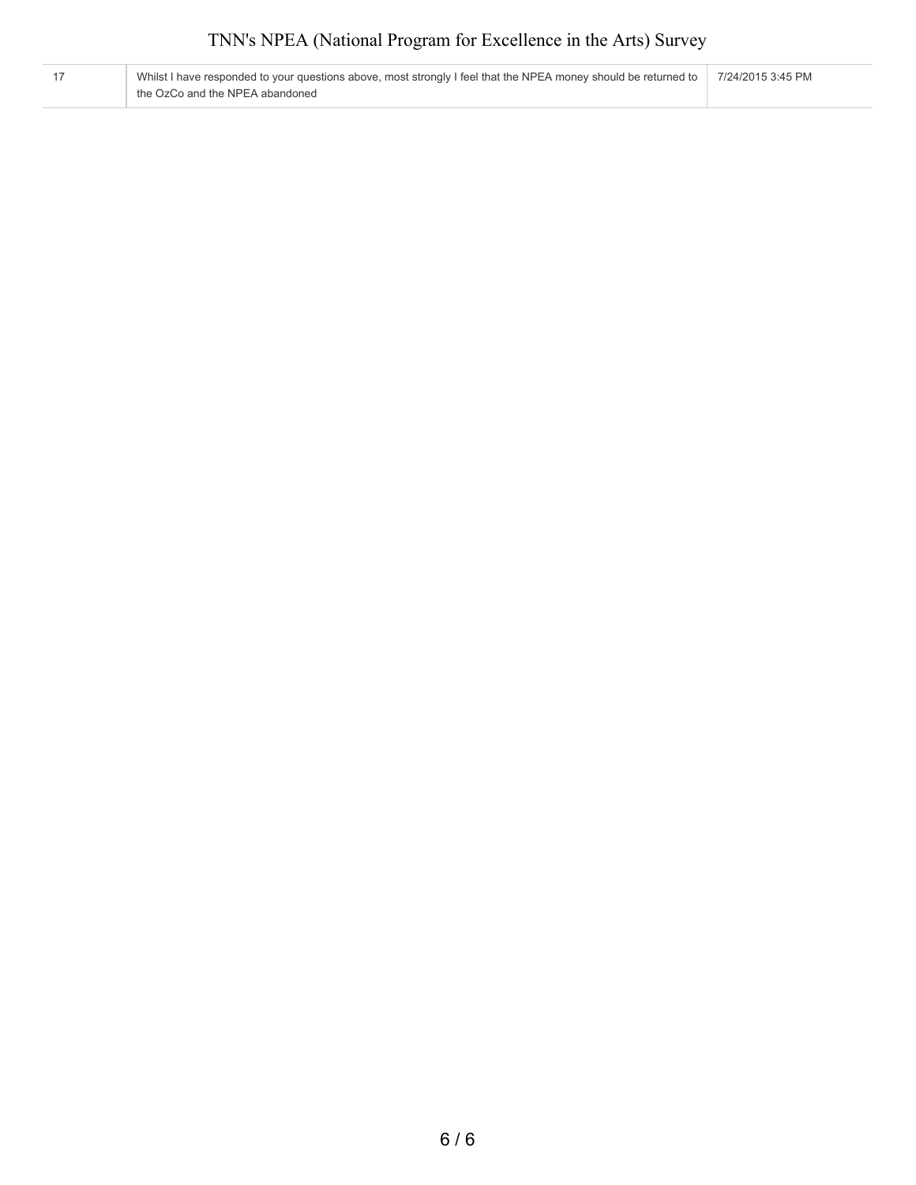| | | |
|---|---|---|
| 17 | Whilst I have responded to your questions above, most strongly I feel that the NPEA money should be returned to the OzCo and the NPEA abandoned | 7/24/2015 3:45 PM |